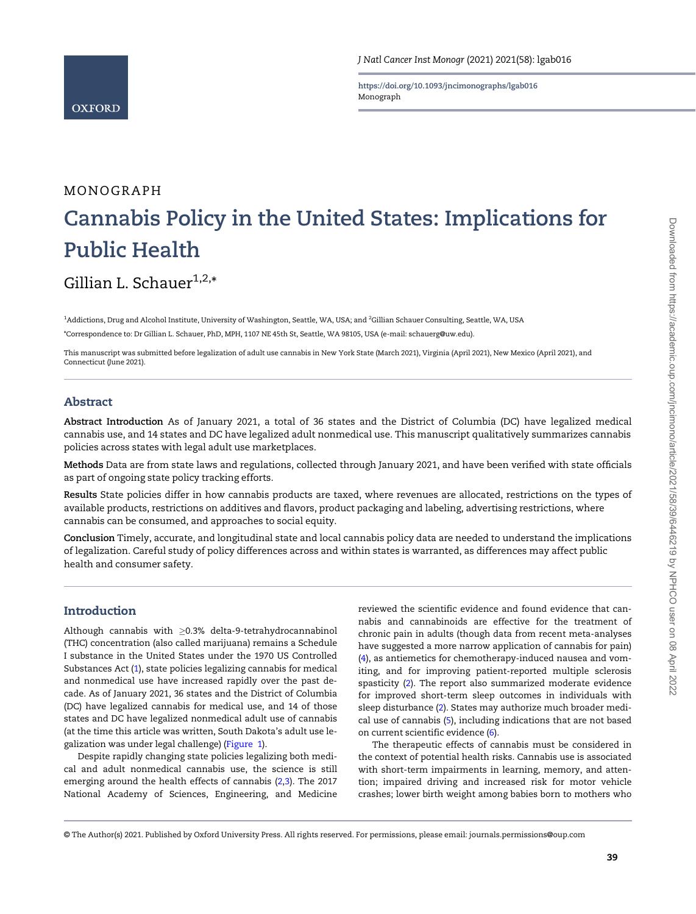MONOGRAPH

# Cannabis Policy in the United States: Implications for Public Health

Gillian L. Schauer[1,2,*]

[1]Addictions, Drug and Alcohol Institute, University of Washington, Seattle, WA, USA; and [2]Gillian Schauer Consulting, Seattle, WA, USA

*Correspondence to: Dr Gillian L. Schauer, PhD, MPH, 1107 NE 45th St, Seattle, WA 98105, USA (e-mail: schauerg@uw.edu).

This manuscript was submitted before legalization of adult use cannabis in New York State (March 2021), Virginia (April 2021), New Mexico (April 2021), and Connecticut (June 2021).

## Abstract

**Abstract Introduction** As of January 2021, a total of 36 states and the District of Columbia (DC) have legalized medical cannabis use, and 14 states and DC have legalized adult nonmedical use. This manuscript qualitatively summarizes cannabis policies across states with legal adult use marketplaces.

**Methods** Data are from state laws and regulations, collected through January 2021, and have been verified with state officials as part of ongoing state policy tracking efforts.

**Results** State policies differ in how cannabis products are taxed, where revenues are allocated, restrictions on the types of available products, restrictions on additives and flavors, product packaging and labeling, advertising restrictions, where cannabis can be consumed, and approaches to social equity.

**Conclusion** Timely, accurate, and longitudinal state and local cannabis policy data are needed to understand the implications of legalization. Careful study of policy differences across and within states is warranted, as differences may affect public health and consumer safety.

## Introduction

Although cannabis with ≥0.3% delta-9-tetrahydrocannabinol (THC) concentration (also called marijuana) remains a Schedule I substance in the United States under the 1970 US Controlled Substances Act (1), state policies legalizing cannabis for medical and nonmedical use have increased rapidly over the past decade. As of January 2021, 36 states and the District of Columbia (DC) have legalized cannabis for medical use, and 14 of those states and DC have legalized nonmedical adult use of cannabis (at the time this article was written, South Dakota's adult use legalization was under legal challenge) (Figure 1).

Despite rapidly changing state policies legalizing both medical and adult nonmedical cannabis use, the science is still emerging around the health effects of cannabis (2,3). The 2017 National Academy of Sciences, Engineering, and Medicine reviewed the scientific evidence and found evidence that cannabis and cannabinoids are effective for the treatment of chronic pain in adults (though data from recent meta-analyses have suggested a more narrow application of cannabis for pain) (4), as antiemetics for chemotherapy-induced nausea and vomiting, and for improving patient-reported multiple sclerosis spasticity (2). The report also summarized moderate evidence for improved short-term sleep outcomes in individuals with sleep disturbance (2). States may authorize much broader medical use of cannabis (5), including indications that are not based on current scientific evidence (6).

The therapeutic effects of cannabis must be considered in the context of potential health risks. Cannabis use is associated with short-term impairments in learning, memory, and attention; impaired driving and increased risk for motor vehicle crashes; lower birth weight among babies born to mothers who

© The Author(s) 2021. Published by Oxford University Press. All rights reserved. For permissions, please email: journals.permissions@oup.com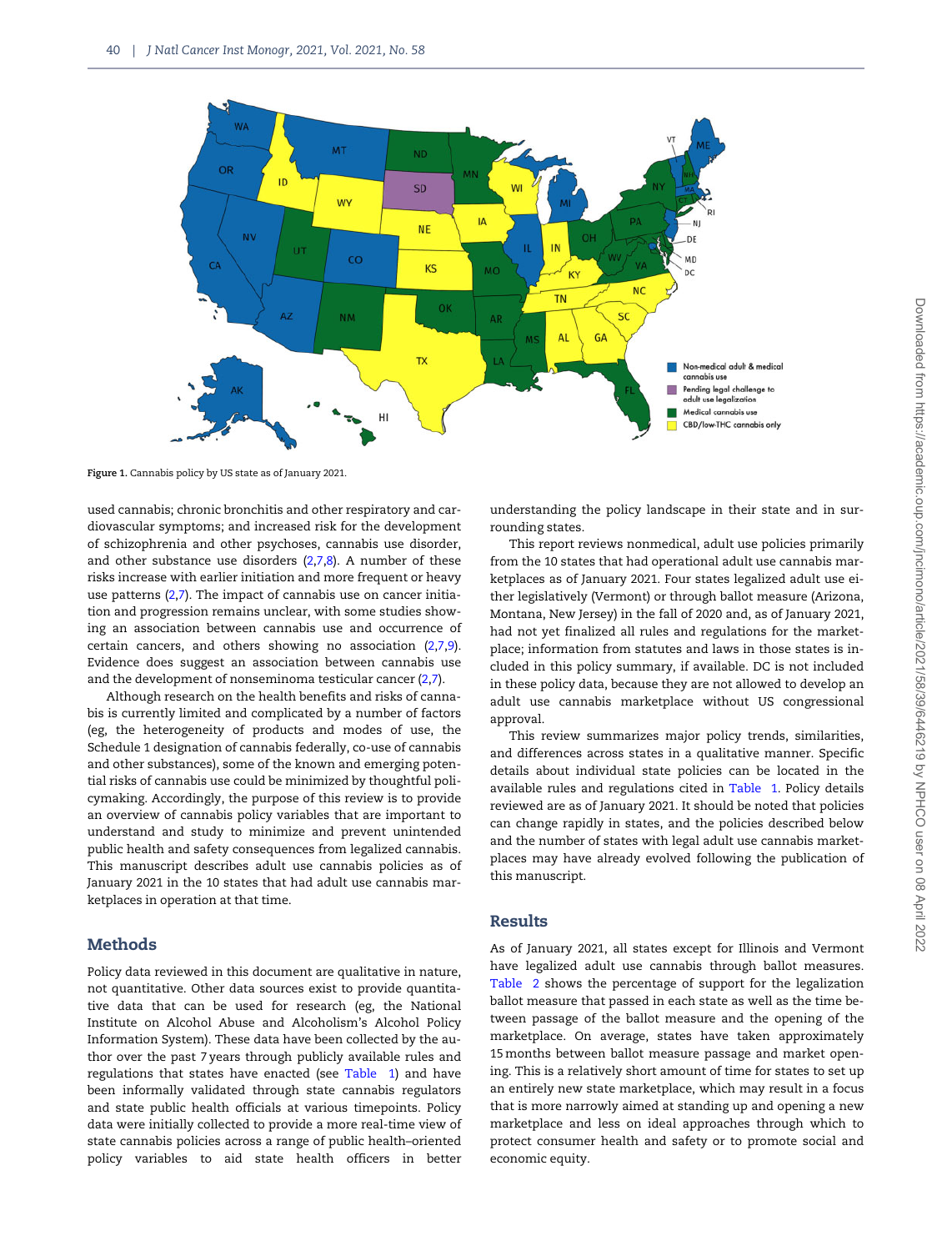Figure 1. Cannabis policy by US state as of January 2021.

used cannabis; chronic bronchitis and other respiratory and cardiovascular symptoms; and increased risk for the development of schizophrenia and other psychoses, cannabis use disorder, and other substance use disorders (2,7,8). A number of these risks increase with earlier initiation and more frequent or heavy use patterns (2,7). The impact of cannabis use on cancer initiation and progression remains unclear, with some studies showing an association between cannabis use and occurrence of certain cancers, and others showing no association (2,7,9). Evidence does suggest an association between cannabis use and the development of nonseminoma testicular cancer (2,7).

Although research on the health benefits and risks of cannabis is currently limited and complicated by a number of factors (eg, the heterogeneity of products and modes of use, the Schedule 1 designation of cannabis federally, co-use of cannabis and other substances), some of the known and emerging potential risks of cannabis use could be minimized by thoughtful policymaking. Accordingly, the purpose of this review is to provide an overview of cannabis policy variables that are important to understand and study to minimize and prevent unintended public health and safety consequences from legalized cannabis. This manuscript describes adult use cannabis policies as of January 2021 in the 10 states that had adult use cannabis marketplaces in operation at that time.

## Methods

Policy data reviewed in this document are qualitative in nature, not quantitative. Other data sources exist to provide quantitative data that can be used for research (eg, the National Institute on Alcohol Abuse and Alcoholism's Alcohol Policy Information System). These data have been collected by the author over the past 7 years through publicly available rules and regulations that states have enacted (see Table 1) and have been informally validated through state cannabis regulators and state public health officials at various timepoints. Policy data were initially collected to provide a more real-time view of state cannabis policies across a range of public health–oriented policy variables to aid state health officers in better understanding the policy landscape in their state and in surrounding states.

This report reviews nonmedical, adult use policies primarily from the 10 states that had operational adult use cannabis marketplaces as of January 2021. Four states legalized adult use either legislatively (Vermont) or through ballot measure (Arizona, Montana, New Jersey) in the fall of 2020 and, as of January 2021, had not yet finalized all rules and regulations for the marketplace; information from statutes and laws in those states is included in this policy summary, if available. DC is not included in these policy data, because they are not allowed to develop an adult use cannabis marketplace without US congressional approval.

This review summarizes major policy trends, similarities, and differences across states in a qualitative manner. Specific details about individual state policies can be located in the available rules and regulations cited in Table 1. Policy details reviewed are as of January 2021. It should be noted that policies can change rapidly in states, and the policies described below and the number of states with legal adult use cannabis marketplaces may have already evolved following the publication of this manuscript.

## Results

As of January 2021, all states except for Illinois and Vermont have legalized adult use cannabis through ballot measures. Table 2 shows the percentage of support for the legalization ballot measure that passed in each state as well as the time between passage of the ballot measure and the opening of the marketplace. On average, states have taken approximately 15 months between ballot measure passage and market opening. This is a relatively short amount of time for states to set up an entirely new state marketplace, which may result in a focus that is more narrowly aimed at standing up and opening a new marketplace and less on ideal approaches through which to protect consumer health and safety or to promote social and economic equity.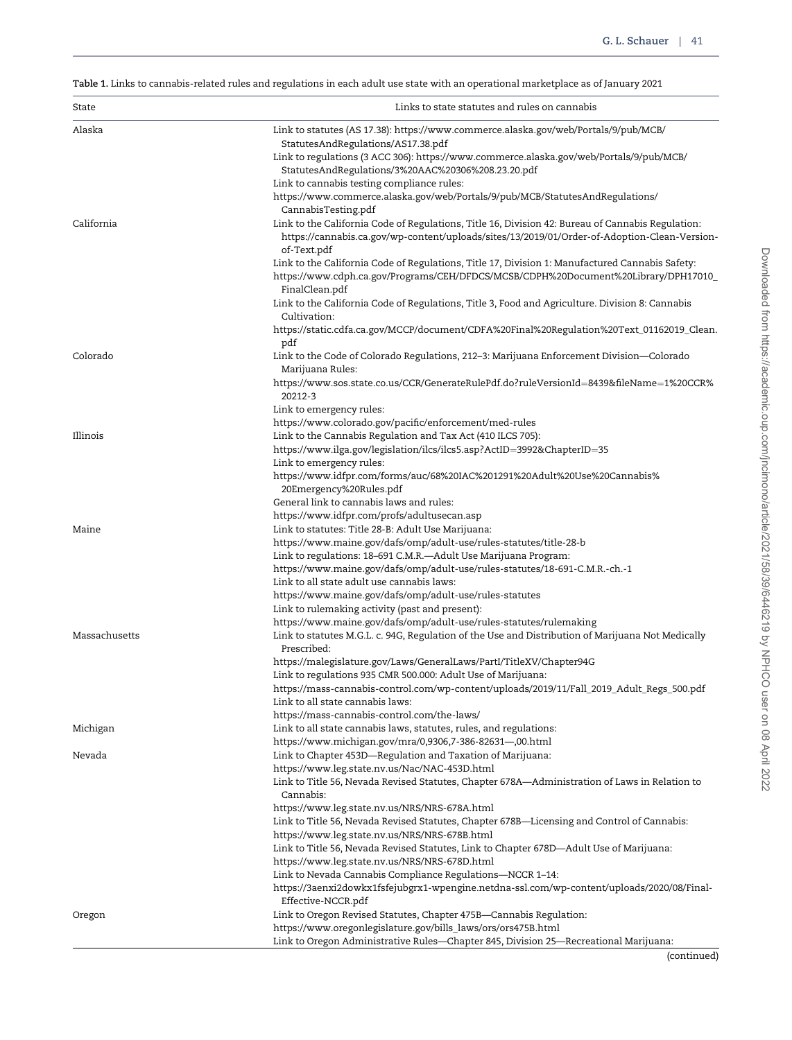**Table 1.** Links to cannabis-related rules and regulations in each adult use state with an operational marketplace as of January 2021

| State | Links to state statutes and rules on cannabis |
|---|---|
| Alaska | Link to statutes (AS 17.38): https://www.commerce.alaska.gov/web/Portals/9/pub/MCB/StatutesAndRegulations/AS17.38.pdf<br>Link to regulations (3 ACC 306): https://www.commerce.alaska.gov/web/Portals/9/pub/MCB/StatutesAndRegulations/3%20AAC%20306%208.23.20.pdf<br>Link to cannabis testing compliance rules:<br>https://www.commerce.alaska.gov/web/Portals/9/pub/MCB/StatutesAndRegulations/CannabisTesting.pdf |
| California | Link to the California Code of Regulations, Title 16, Division 42: Bureau of Cannabis Regulation: https://cannabis.ca.gov/wp-content/uploads/sites/13/2019/01/Order-of-Adoption-Clean-Version-of-Text.pdf<br>Link to the California Code of Regulations, Title 17, Division 1: Manufactured Cannabis Safety: https://www.cdph.ca.gov/Programs/CEH/DFDCS/MCSB/CDPH%20Document%20Library/DPH17010_FinalClean.pdf<br>Link to the California Code of Regulations, Title 3, Food and Agriculture. Division 8: Cannabis Cultivation:<br>https://static.cdfa.ca.gov/MCCP/document/CDFA%20Final%20Regulation%20Text_01162019_Clean.pdf |
| Colorado | Link to the Code of Colorado Regulations, 212–3: Marijuana Enforcement Division—Colorado Marijuana Rules:<br>https://www.sos.state.co.us/CCR/GenerateRulePdf.do?ruleVersionId=8439&fileName=1%20CCR%20212-3<br>Link to emergency rules:<br>https://www.colorado.gov/pacific/enforcement/med-rules |
| Illinois | Link to the Cannabis Regulation and Tax Act (410 ILCS 705):<br>https://www.ilga.gov/legislation/ilcs/ilcs5.asp?ActID=3992&ChapterID=35<br>Link to emergency rules:<br>https://www.idfpr.com/forms/auc/68%20IAC%201291%20Adult%20Use%20Cannabis%20Emergency%20Rules.pdf<br>General link to cannabis laws and rules:<br>https://www.idfpr.com/profs/adultusecan.asp |
| Maine | Link to statutes: Title 28-B: Adult Use Marijuana:<br>https://www.maine.gov/dafs/omp/adult-use/rules-statutes/title-28-b<br>Link to regulations: 18–691 C.M.R.—Adult Use Marijuana Program:<br>https://www.maine.gov/dafs/omp/adult-use/rules-statutes/18-691-C.M.R.-ch.-1<br>Link to all state adult use cannabis laws:<br>https://www.maine.gov/dafs/omp/adult-use/rules-statutes<br>Link to rulemaking activity (past and present):<br>https://www.maine.gov/dafs/omp/adult-use/rules-statutes/rulemaking |
| Massachusetts | Link to statutes M.G.L. c. 94G, Regulation of the Use and Distribution of Marijuana Not Medically Prescribed:<br>https://malegislature.gov/Laws/GeneralLaws/PartI/TitleXV/Chapter94G<br>Link to regulations 935 CMR 500.000: Adult Use of Marijuana:<br>https://mass-cannabis-control.com/wp-content/uploads/2019/11/Fall_2019_Adult_Regs_500.pdf<br>Link to all state cannabis laws:<br>https://mass-cannabis-control.com/the-laws/ |
| Michigan | Link to all state cannabis laws, statutes, rules, and regulations:<br>https://www.michigan.gov/mra/0,9306,7-386-82631—,00.html |
| Nevada | Link to Chapter 453D—Regulation and Taxation of Marijuana:<br>https://www.leg.state.nv.us/Nac/NAC-453D.html<br>Link to Title 56, Nevada Revised Statutes, Chapter 678A—Administration of Laws in Relation to Cannabis:<br>https://www.leg.state.nv.us/NRS/NRS-678A.html<br>Link to Title 56, Nevada Revised Statutes, Chapter 678B—Licensing and Control of Cannabis:<br>https://www.leg.state.nv.us/NRS/NRS-678B.html<br>Link to Title 56, Nevada Revised Statutes, Link to Chapter 678D—Adult Use of Marijuana:<br>https://www.leg.state.nv.us/NRS/NRS-678D.html<br>Link to Nevada Cannabis Compliance Regulations—NCCR 1–14:<br>https://3aenxi2dowkx1fsfejubgrx1-wpengine.netdna-ssl.com/wp-content/uploads/2020/08/Final-Effective-NCCR.pdf |
| Oregon | Link to Oregon Revised Statutes, Chapter 475B—Cannabis Regulation:<br>https://www.oregonlegislature.gov/bills_laws/ors/ors475B.html<br>Link to Oregon Administrative Rules—Chapter 845, Division 25—Recreational Marijuana: |

(continued)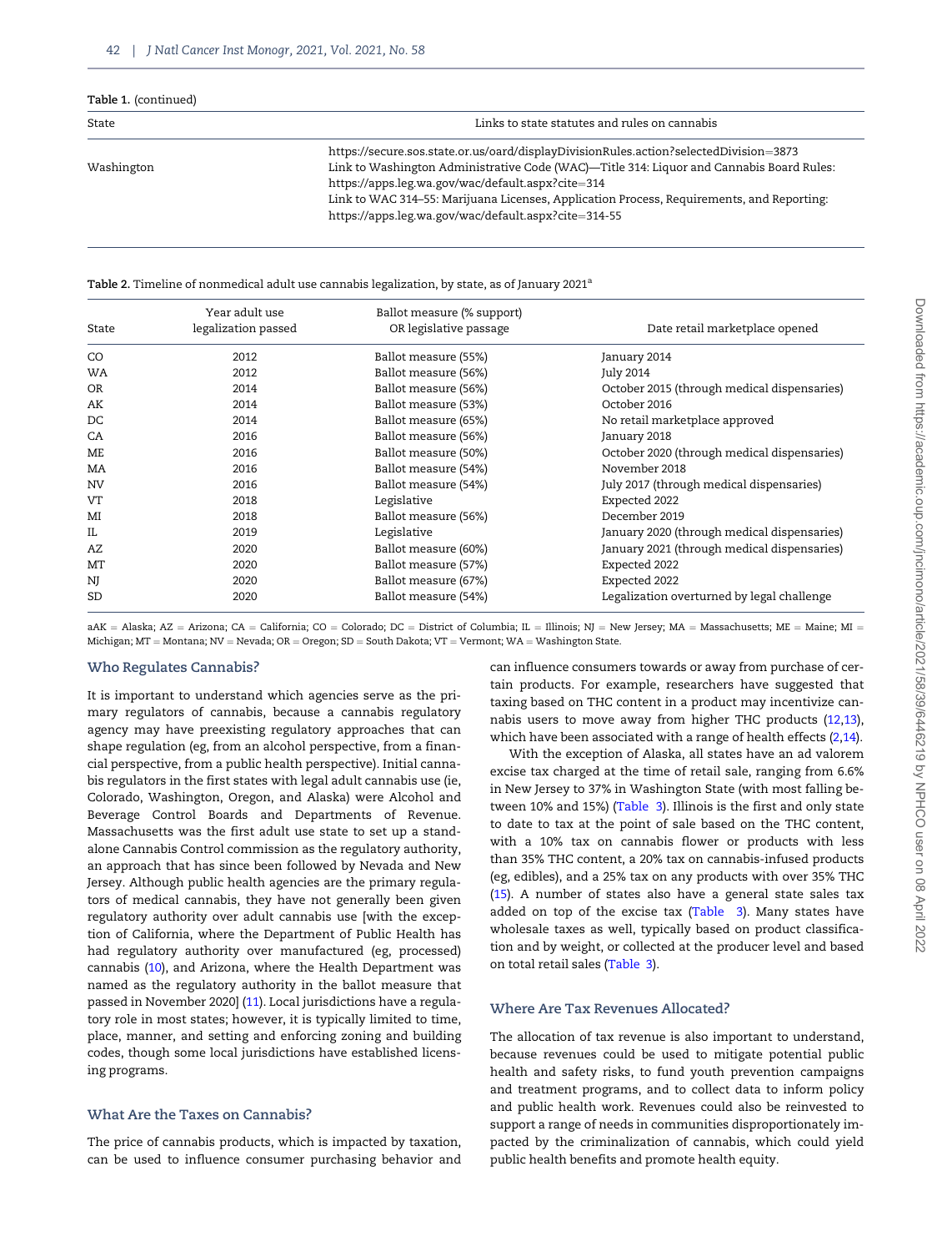Table 1. (continued)

| State | Links to state statutes and rules on cannabis |
| --- | --- |
| | https://secure.sos.state.or.us/oard/displayDivisionRules.action?selectedDivision=3873 |
| Washington | Link to Washington Administrative Code (WAC)—Title 314: Liquor and Cannabis Board Rules: https://apps.leg.wa.gov/wac/default.aspx?cite=314<br>Link to WAC 314–55: Marijuana Licenses, Application Process, Requirements, and Reporting: https://apps.leg.wa.gov/wac/default.aspx?cite=314-55 |

Table 2. Timeline of nonmedical adult use cannabis legalization, by state, as of January 2021[a]

| State | Year adult use legalization passed | Ballot measure (% support) OR legislative passage | Date retail marketplace opened |
| --- | --- | --- | --- |
| CO | 2012 | Ballot measure (55%) | January 2014 |
| WA | 2012 | Ballot measure (56%) | July 2014 |
| OR | 2014 | Ballot measure (56%) | October 2015 (through medical dispensaries) |
| AK | 2014 | Ballot measure (53%) | October 2016 |
| DC | 2014 | Ballot measure (65%) | No retail marketplace approved |
| CA | 2016 | Ballot measure (56%) | January 2018 |
| ME | 2016 | Ballot measure (50%) | October 2020 (through medical dispensaries) |
| MA | 2016 | Ballot measure (54%) | November 2018 |
| NV | 2016 | Ballot measure (54%) | July 2017 (through medical dispensaries) |
| VT | 2018 | Legislative | Expected 2022 |
| MI | 2018 | Ballot measure (56%) | December 2019 |
| IL | 2019 | Legislative | January 2020 (through medical dispensaries) |
| AZ | 2020 | Ballot measure (60%) | January 2021 (through medical dispensaries) |
| MT | 2020 | Ballot measure (57%) | Expected 2022 |
| NJ | 2020 | Ballot measure (67%) | Expected 2022 |
| SD | 2020 | Ballot measure (54%) | Legalization overturned by legal challenge |

[a]AK = Alaska; AZ = Arizona; CA = California; CO = Colorado; DC = District of Columbia; IL = Illinois; NJ = New Jersey; MA = Massachusetts; ME = Maine; MI = Michigan; MT = Montana; NV = Nevada; OR = Oregon; SD = South Dakota; VT = Vermont; WA = Washington State.

## Who Regulates Cannabis?

It is important to understand which agencies serve as the primary regulators of cannabis, because a cannabis regulatory agency may have preexisting regulatory approaches that can shape regulation (eg, from an alcohol perspective, from a financial perspective, from a public health perspective). Initial cannabis regulators in the first states with legal adult cannabis use (ie, Colorado, Washington, Oregon, and Alaska) were Alcohol and Beverage Control Boards and Departments of Revenue. Massachusetts was the first adult use state to set up a standalone Cannabis Control commission as the regulatory authority, an approach that has since been followed by Nevada and New Jersey. Although public health agencies are the primary regulators of medical cannabis, they have not generally been given regulatory authority over adult cannabis use [with the exception of California, where the Department of Public Health has had regulatory authority over manufactured (eg, processed) cannabis (10), and Arizona, where the Health Department was named as the regulatory authority in the ballot measure that passed in November 2020] (11). Local jurisdictions have a regulatory role in most states; however, it is typically limited to time, place, manner, and setting and enforcing zoning and building codes, though some local jurisdictions have established licensing programs.

## What Are the Taxes on Cannabis?

The price of cannabis products, which is impacted by taxation, can be used to influence consumer purchasing behavior and can influence consumers towards or away from purchase of certain products. For example, researchers have suggested that taxing based on THC content in a product may incentivize cannabis users to move away from higher THC products (12,13), which have been associated with a range of health effects (2,14).

With the exception of Alaska, all states have an ad valorem excise tax charged at the time of retail sale, ranging from 6.6% in New Jersey to 37% in Washington State (with most falling between 10% and 15%) (Table 3). Illinois is the first and only state to date to tax at the point of sale based on the THC content, with a 10% tax on cannabis flower or products with less than 35% THC content, a 20% tax on cannabis-infused products (eg, edibles), and a 25% tax on any products with over 35% THC (15). A number of states also have a general state sales tax added on top of the excise tax (Table 3). Many states have wholesale taxes as well, typically based on product classification and by weight, or collected at the producer level and based on total retail sales (Table 3).

## Where Are Tax Revenues Allocated?

The allocation of tax revenue is also important to understand, because revenues could be used to mitigate potential public health and safety risks, to fund youth prevention campaigns and treatment programs, and to collect data to inform policy and public health work. Revenues could also be reinvested to support a range of needs in communities disproportionately impacted by the criminalization of cannabis, which could yield public health benefits and promote health equity.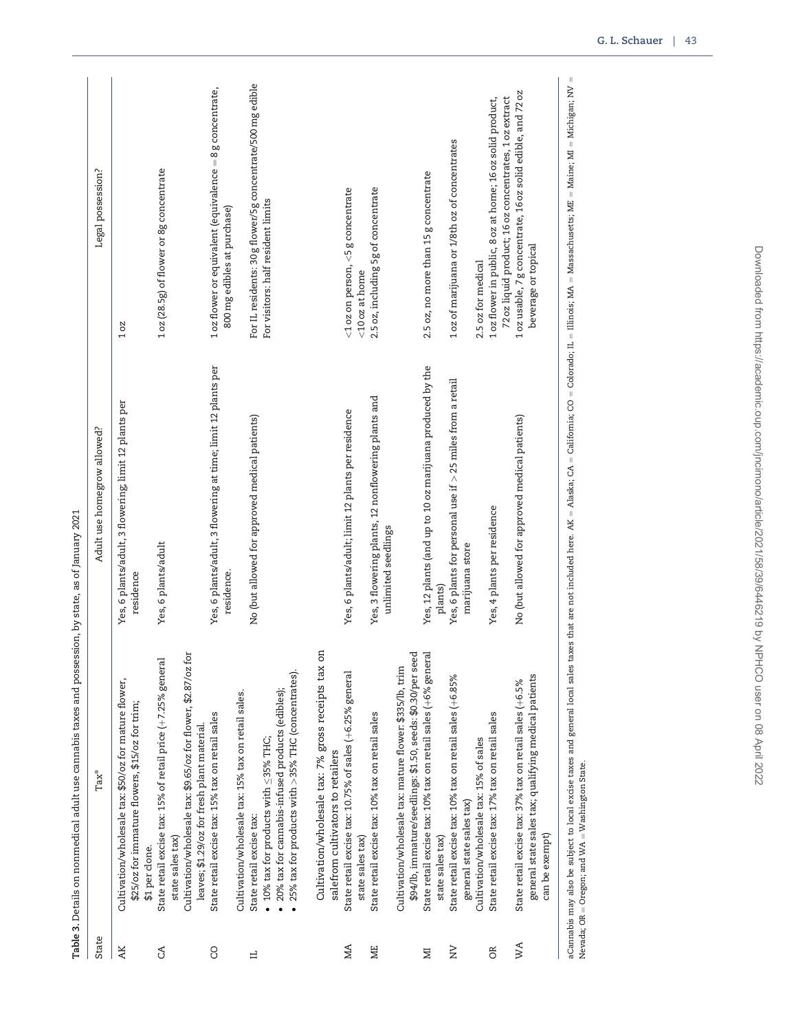**Table 3.** Details on nonmedical adult use cannabis taxes and possession, by state, as of January 2021

| State | Tax[a] | Adult use homegrow allowed? | Legal possession? |
|---|---|---|---|
| AK | Cultivation/wholesale tax: $50/oz for mature flower, $25/oz for immature flowers, $15/oz for trim; $1 per clone. | Yes, 6 plants/adult, 3 flowering; limit 12 plants per residence | 1 oz |
| CA | State retail excise tax: 15% of retail price (+7.25% general state sales tax)<br>Cultivation/wholesale tax: $9.65/oz for flower, $2.87/oz for leaves; $1.29/oz for fresh plant material. | Yes, 6 plants/adult | 1 oz (28.5g) of flower or 8g concentrate |
| CO | State retail excise tax: 15% tax on retail sales<br>Cultivation/wholesale tax: 15% tax on retail sales. | Yes, 6 plants/adult, 3 flowering at time; limit 12 plants per residence. | 1 oz flower or equivalent (equivalence = 8 g concentrate, 800 mg edibles at purchase) |
| IL | State retail excise tax:<br>• 10% tax for products with ≤35% THC;<br>• 20% tax for cannabis-infused products (edibles);<br>• 25% tax for products with >35% THC (concentrates).<br>Cultivation/wholesale tax: 7% gross receipts tax on salefrom cultivators to retailers | No (but allowed for approved medical patients) | For IL residents: 30 g flower/5 g concentrate/500 mg edible<br>For visitors: half resident limits |
| MA | State retail excise tax: 10.75% of sales (+6.25% general state sales tax) | Yes, 6 plants/adult; limit 12 plants per residence | <1 oz on person, <5 g concentrate<br><10 oz at home |
| ME | State retail excise tax: 10% tax on retail sales<br>Cultivation/wholesale tax: mature flower: $335/lb, trim $94/lb, immature/seedlings: $1.50, seeds: $0.30/per seed | Yes, 3 flowering plants, 12 nonflowering plants and unlimited seedlings | 2.5 oz, including 5 g of concentrate |
| MI | State retail excise tax: 10% tax on retail sales (+6% general state sales tax) | Yes, 12 plants (and up to 10 oz marijuana produced by the plants) | 2.5 oz, no more than 15 g concentrate |
| NV | State retail excise tax: 10% tax on retail sales (+6.85% general state sales tax)<br>Cultivation/wholesale tax: 15% of sales | Yes, 6 plants for personal use if > 25 miles from a retail marijuana store | 1 oz of marijuana or 1/8th oz of concentrates |
| OR | State retail excise tax: 17% tax on retail sales | Yes, 4 plants per residence | 2.5 oz for medical<br>1 oz flower in public, 8 oz at home; 16 oz solid product, 72 oz liquid product; 16 oz concentrates, 1 oz extract |
| WA | State retail excise tax: 37% tax on retail sales (+6.5% general state sales tax; qualifying medical patients can be exempt) | No (but allowed for approved medical patients) | 1 oz usable, 7 g concentrate, 16 oz solid edible, and 72 oz beverage or topical |

aCannabis may also be subject to local excise taxes and general local sales taxes that are not included here. AK = Alaska; CA = California; CO = Colorado; IL = Illinois; MA = Massachusetts; ME = Maine; MI = Michigan; NV = Nevada; OR = Oregon; and WA = Washington State.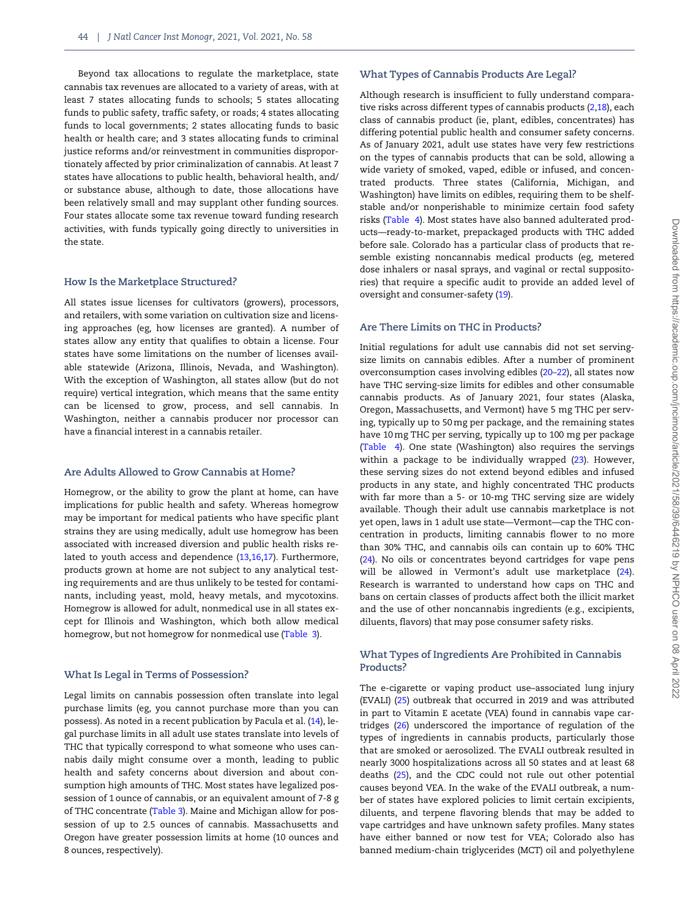Beyond tax allocations to regulate the marketplace, state cannabis tax revenues are allocated to a variety of areas, with at least 7 states allocating funds to schools; 5 states allocating funds to public safety, traffic safety, or roads; 4 states allocating funds to local governments; 2 states allocating funds to basic health or health care; and 3 states allocating funds to criminal justice reforms and/or reinvestment in communities disproportionately affected by prior criminalization of cannabis. At least 7 states have allocations to public health, behavioral health, and/or substance abuse, although to date, those allocations have been relatively small and may supplant other funding sources. Four states allocate some tax revenue toward funding research activities, with funds typically going directly to universities in the state.

## How Is the Marketplace Structured?

All states issue licenses for cultivators (growers), processors, and retailers, with some variation on cultivation size and licensing approaches (eg, how licenses are granted). A number of states allow any entity that qualifies to obtain a license. Four states have some limitations on the number of licenses available statewide (Arizona, Illinois, Nevada, and Washington). With the exception of Washington, all states allow (but do not require) vertical integration, which means that the same entity can be licensed to grow, process, and sell cannabis. In Washington, neither a cannabis producer nor processor can have a financial interest in a cannabis retailer.

## Are Adults Allowed to Grow Cannabis at Home?

Homegrow, or the ability to grow the plant at home, can have implications for public health and safety. Whereas homegrow may be important for medical patients who have specific plant strains they are using medically, adult use homegrow has been associated with increased diversion and public health risks related to youth access and dependence (13,16,17). Furthermore, products grown at home are not subject to any analytical testing requirements and are thus unlikely to be tested for contaminants, including yeast, mold, heavy metals, and mycotoxins. Homegrow is allowed for adult, nonmedical use in all states except for Illinois and Washington, which both allow medical homegrow, but not homegrow for nonmedical use (Table 3).

## What Is Legal in Terms of Possession?

Legal limits on cannabis possession often translate into legal purchase limits (eg, you cannot purchase more than you can possess). As noted in a recent publication by Pacula et al. (14), legal purchase limits in all adult use states translate into levels of THC that typically correspond to what someone who uses cannabis daily might consume over a month, leading to public health and safety concerns about diversion and about consumption high amounts of THC. Most states have legalized possession of 1 ounce of cannabis, or an equivalent amount of 7-8 g of THC concentrate (Table 3). Maine and Michigan allow for possession of up to 2.5 ounces of cannabis. Massachusetts and Oregon have greater possession limits at home (10 ounces and 8 ounces, respectively).

## What Types of Cannabis Products Are Legal?

Although research is insufficient to fully understand comparative risks across different types of cannabis products (2,18), each class of cannabis product (ie, plant, edibles, concentrates) has differing potential public health and consumer safety concerns. As of January 2021, adult use states have very few restrictions on the types of cannabis products that can be sold, allowing a wide variety of smoked, vaped, edible or infused, and concentrated products. Three states (California, Michigan, and Washington) have limits on edibles, requiring them to be shelf-stable and/or nonperishable to minimize certain food safety risks (Table 4). Most states have also banned adulterated products—ready-to-market, prepackaged products with THC added before sale. Colorado has a particular class of products that resemble existing noncannabis medical products (eg, metered dose inhalers or nasal sprays, and vaginal or rectal suppositories) that require a specific audit to provide an added level of oversight and consumer-safety (19).

## Are There Limits on THC in Products?

Initial regulations for adult use cannabis did not set serving-size limits on cannabis edibles. After a number of prominent overconsumption cases involving edibles (20–22), all states now have THC serving-size limits for edibles and other consumable cannabis products. As of January 2021, four states (Alaska, Oregon, Massachusetts, and Vermont) have 5 mg THC per serving, typically up to 50 mg per package, and the remaining states have 10 mg THC per serving, typically up to 100 mg per package (Table 4). One state (Washington) also requires the servings within a package to be individually wrapped (23). However, these serving sizes do not extend beyond edibles and infused products in any state, and highly concentrated THC products with far more than a 5- or 10-mg THC serving size are widely available. Though their adult use cannabis marketplace is not yet open, laws in 1 adult use state—Vermont—cap the THC concentration in products, limiting cannabis flower to no more than 30% THC, and cannabis oils can contain up to 60% THC (24). No oils or concentrates beyond cartridges for vape pens will be allowed in Vermont's adult use marketplace (24). Research is warranted to understand how caps on THC and bans on certain classes of products affect both the illicit market and the use of other noncannabis ingredients (e.g., excipients, diluents, flavors) that may pose consumer safety risks.

## What Types of Ingredients Are Prohibited in Cannabis Products?

The e-cigarette or vaping product use–associated lung injury (EVALI) (25) outbreak that occurred in 2019 and was attributed in part to Vitamin E acetate (VEA) found in cannabis vape cartridges (26) underscored the importance of regulation of the types of ingredients in cannabis products, particularly those that are smoked or aerosolized. The EVALI outbreak resulted in nearly 3000 hospitalizations across all 50 states and at least 68 deaths (25), and the CDC could not rule out other potential causes beyond VEA. In the wake of the EVALI outbreak, a number of states have explored policies to limit certain excipients, diluents, and terpene flavoring blends that may be added to vape cartridges and have unknown safety profiles. Many states have either banned or now test for VEA; Colorado also has banned medium-chain triglycerides (MCT) oil and polyethylene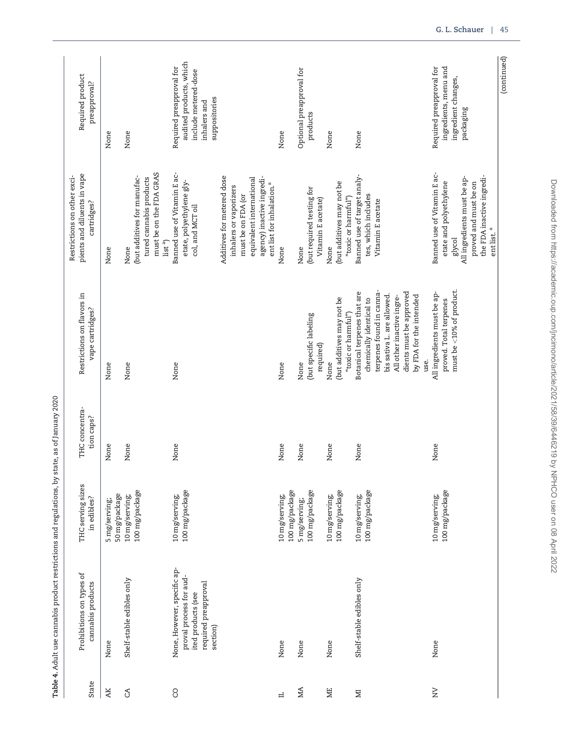**Table 4.** Adult use cannabis product restrictions and regulations, by state, as of January 2020

| State | Prohibitions on types of cannabis products | THC serving sizes in edibles? | THC concentration caps? | Restrictions on flavors in vape cartridges? | Restrictions on other excipients and diluents in vape cartridges? | Required product preapproval? |
|---|---|---|---|---|---|---|
| AK | None | 5 mg/serving; 50 mg/package | None | None | None | None |
| CA | Shelf-stable edibles only | 10 mg/serving, 100 mg/package | None | None | None (but additives for manufactured cannabis products must be on the FDA GRAS list [a]) | None |
| CO | None. However, specific approval process for audited products (see required preapproval section) | 10 mg/serving; 100 mg/package | None | None | Banned use of Vitamin E acetate, polyethylene glycol, and MCT oil. Additives for metered dose inhalers or vaporizers must be on FDA (or equivalent international agency) inactive ingredient list for inhalation.[a] | Required preapproval for audited products, which include metered-dose inhalers and suppositories |
| IL | None | 10 mg/serving, 100 mg/package | None | None | None | None |
| MA | None | 5 mg/serving; 100 mg/package | None | None (but specific labeling required) | None (but required testing for Vitamin E acetate) | Optional preapproval for products |
| ME | None | 10 mg/serving; 100 mg/package | None | None (but additives may not be "toxic or harmful") | None (but additives may not be "toxic or harmful") | None |
| MI | Shelf-stable edibles only | 10 mg/serving; 100 mg/package | None | Botanical terpenes that are chemically identical to terpenes found in cannabis sativa L. are allowed. All other inactive ingredients must be approved by FDA for the intended use. | Banned use of target analytes, which includes Vitamin E acetate | None |
| NV | None | 10 mg/serving; 100 mg/package | None | All ingredients must be approved. Total terpenes must be <10% of product. | Banned use of Vitamin E acetate and polyethylene glycol. All ingredients must be approved and must be on the FDA inactive ingredient list.[a] | Required preapproval for ingredients, menu and ingredient changes, packaging |

(continued)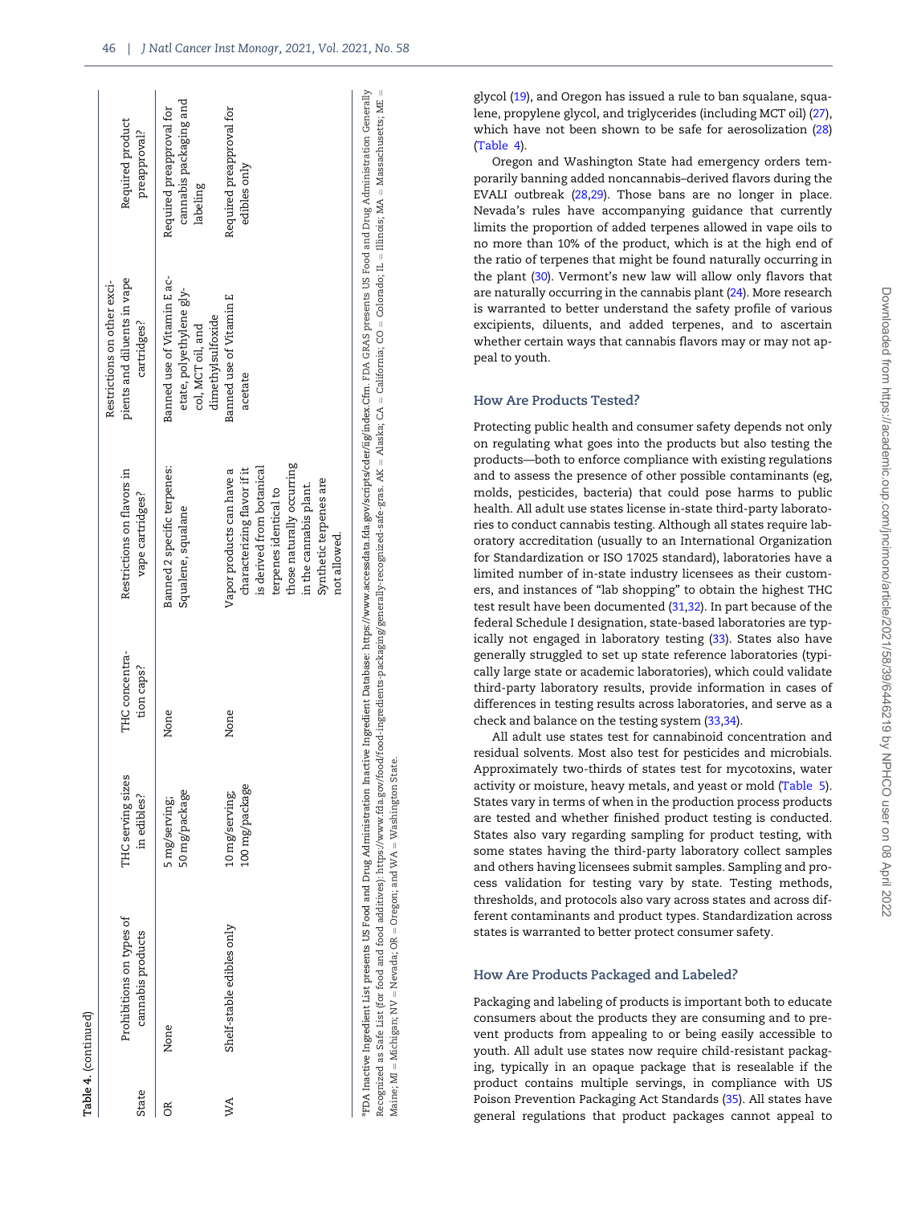**Table 4.** (continued)

| State | Prohibitions on types of cannabis products | THC serving sizes in edibles? | THC concentration caps? | Restrictions on flavors in vape cartridges? | Restrictions on other excipients and diluents in vape cartridges? | Required product preapproval? |
|---|---|---|---|---|---|---|
| OR | None | 5 mg/serving; 50 mg/package | None | Banned 2 specific terpenes: Squalene, squalane | Banned use of Vitamin E acetate, polyethylene glycol, MCT oil, and dimethylsulfoxide | Required preapproval for cannabis packaging and labeling |
| WA | Shelf-stable edibles only | 10 mg/serving, 100 mg/package | None | Vapor products can have a characterizing flavor if it is derived from botanical terpenes identical to those naturally occurring in the cannabis plant. Synthetic terpenes are not allowed. | Banned use of Vitamin E acetate | Required preapproval for edibles only |

[a]FDA Inactive Ingredient List presents US Food and Drug Administration Inactive Ingredient Database: https://www.accessdata.fda.gov/scripts/cder/iig/index.Cfm. FDA GRAS presents US Food and Drug Administration Generally Recognized as Safe List (for food and food additives): https://www.fda.gov/food/food-ingredients-packaging/generally-recognized-safe-gras. AK = Alaska; CA = California; CO = Colorado; IL = Illinois; MA = Massachusetts; ME = Maine; MI = Michigan; NV = Nevada; OR = Oregon; and WA = Washington State.

glycol (19), and Oregon has issued a rule to ban squalane, squalene, propylene glycol, and triglycerides (including MCT oil) (27), which have not been shown to be safe for aerosolization (28) (Table 4).

Oregon and Washington State had emergency orders temporarily banning added noncannabis–derived flavors during the EVALI outbreak (28,29). Those bans are no longer in place. Nevada's rules have accompanying guidance that currently limits the proportion of added terpenes allowed in vape oils to no more than 10% of the product, which is at the high end of the ratio of terpenes that might be found naturally occurring in the plant (30). Vermont's new law will allow only flavors that are naturally occurring in the cannabis plant (24). More research is warranted to better understand the safety profile of various excipients, diluents, and added terpenes, and to ascertain whether certain ways that cannabis flavors may or may not appeal to youth.

## How Are Products Tested?

Protecting public health and consumer safety depends not only on regulating what goes into the products but also testing the products—both to enforce compliance with existing regulations and to assess the presence of other possible contaminants (eg, molds, pesticides, bacteria) that could pose harms to public health. All adult use states license in-state third-party laboratories to conduct cannabis testing. Although all states require laboratory accreditation (usually to an International Organization for Standardization or ISO 17025 standard), laboratories have a limited number of in-state industry licensees as their customers, and instances of "lab shopping" to obtain the highest THC test result have been documented (31,32). In part because of the federal Schedule I designation, state-based laboratories are typically not engaged in laboratory testing (33). States also have generally struggled to set up state reference laboratories (typically large state or academic laboratories), which could validate third-party laboratory results, provide information in cases of differences in testing results across laboratories, and serve as a check and balance on the testing system (33,34).

All adult use states test for cannabinoid concentration and residual solvents. Most also test for pesticides and microbials. Approximately two-thirds of states test for mycotoxins, water activity or moisture, heavy metals, and yeast or mold (Table 5). States vary in terms of when in the production process products are tested and whether finished product testing is conducted. States also vary regarding sampling for product testing, with some states having the third-party laboratory collect samples and others having licensees submit samples. Sampling and process validation for testing vary by state. Testing methods, thresholds, and protocols also vary across states and across different contaminants and product types. Standardization across states is warranted to better protect consumer safety.

## How Are Products Packaged and Labeled?

Packaging and labeling of products is important both to educate consumers about the products they are consuming and to prevent products from appealing to or being easily accessible to youth. All adult use states now require child-resistant packaging, typically in an opaque package that is resealable if the product contains multiple servings, in compliance with US Poison Prevention Packaging Act Standards (35). All states have general regulations that product packages cannot appeal to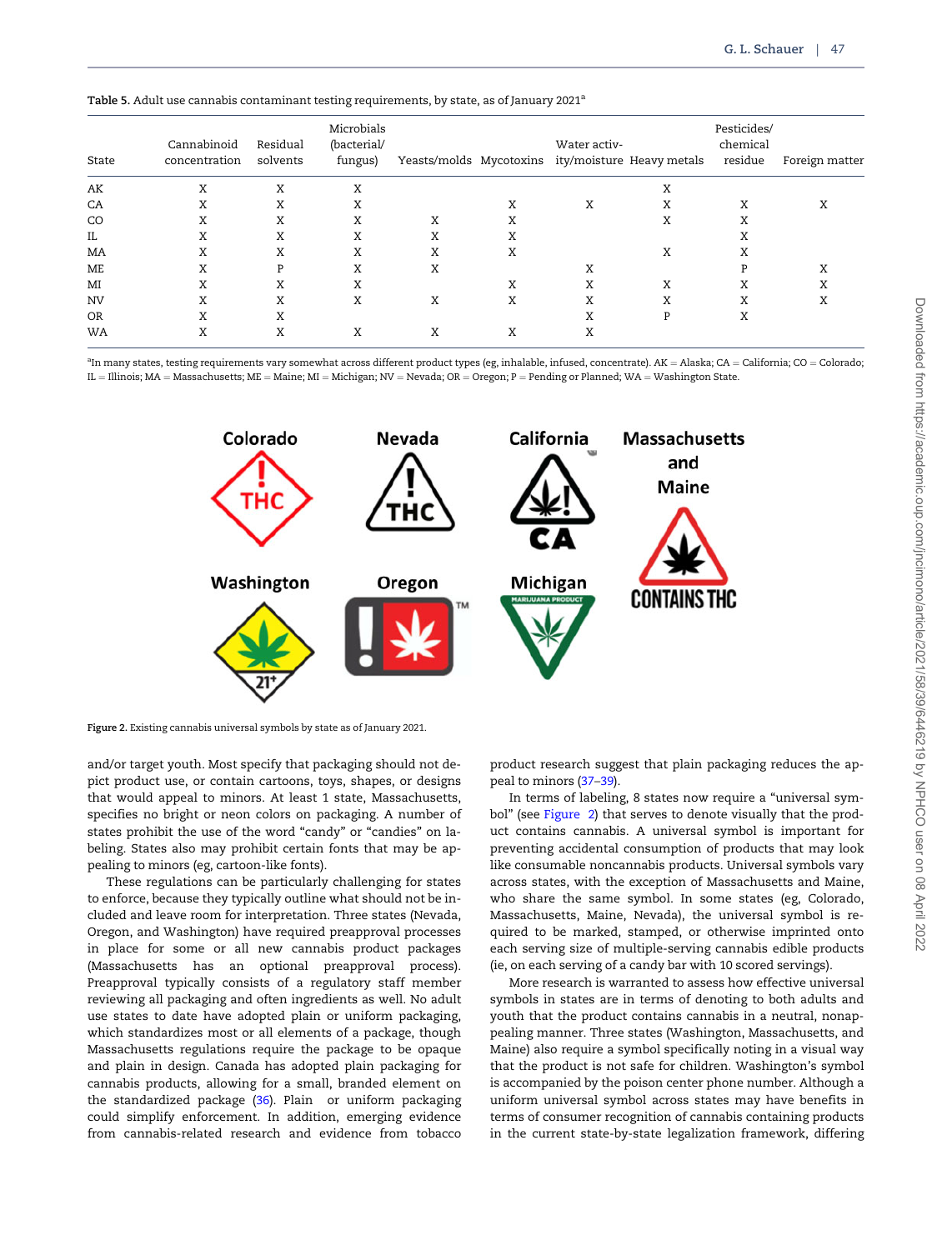**Table 5.** Adult use cannabis contaminant testing requirements, by state, as of January 2021[a]

| State | Cannabinoid concentration | Residual solvents | Microbials (bacterial/ fungus) | Yeasts/molds | Mycotoxins | Water activity/moisture | Heavy metals | Pesticides/ chemical residue | Foreign matter |
|---|---|---|---|---|---|---|---|---|---|
| AK | X | X | X | | | | X | | |
| CA | X | X | X | | X | X | X | X | X |
| CO | X | X | X | X | X | | X | X | |
| IL | X | X | X | X | X | | | X | |
| MA | X | X | X | X | X | | X | X | |
| ME | X | P | X | X | | X | | P | X |
| MI | X | X | X | | X | X | X | X | X |
| NV | X | X | X | X | X | X | X | X | X |
| OR | X | X | | | | X | P | X | |
| WA | X | X | X | X | X | X | | | |

[a]In many states, testing requirements vary somewhat across different product types (eg, inhalable, infused, concentrate). AK = Alaska; CA = California; CO = Colorado; IL = Illinois; MA = Massachusetts; ME = Maine; MI = Michigan; NV = Nevada; OR = Oregon; P = Pending or Planned; WA = Washington State.

**Figure 2.** Existing cannabis universal symbols by state as of January 2021.

and/or target youth. Most specify that packaging should not depict product use, or contain cartoons, toys, shapes, or designs that would appeal to minors. At least 1 state, Massachusetts, specifies no bright or neon colors on packaging. A number of states prohibit the use of the word "candy" or "candies" on labeling. States also may prohibit certain fonts that may be appealing to minors (eg, cartoon-like fonts).

These regulations can be particularly challenging for states to enforce, because they typically outline what should not be included and leave room for interpretation. Three states (Nevada, Oregon, and Washington) have required preapproval processes in place for some or all new cannabis product packages (Massachusetts has an optional preapproval process). Preapproval typically consists of a regulatory staff member reviewing all packaging and often ingredients as well. No adult use states to date have adopted plain or uniform packaging, which standardizes most or all elements of a package, though Massachusetts regulations require the package to be opaque and plain in design. Canada has adopted plain packaging for cannabis products, allowing for a small, branded element on the standardized package (36). Plain or uniform packaging could simplify enforcement. In addition, emerging evidence from cannabis-related research and evidence from tobacco product research suggest that plain packaging reduces the appeal to minors (37–39).

In terms of labeling, 8 states now require a "universal symbol" (see Figure 2) that serves to denote visually that the product contains cannabis. A universal symbol is important for preventing accidental consumption of products that may look like consumable noncannabis products. Universal symbols vary across states, with the exception of Massachusetts and Maine, who share the same symbol. In some states (eg, Colorado, Massachusetts, Maine, Nevada), the universal symbol is required to be marked, stamped, or otherwise imprinted onto each serving size of multiple-serving cannabis edible products (ie, on each serving of a candy bar with 10 scored servings).

More research is warranted to assess how effective universal symbols in states are in terms of denoting to both adults and youth that the product contains cannabis in a neutral, nonappealing manner. Three states (Washington, Massachusetts, and Maine) also require a symbol specifically noting in a visual way that the product is not safe for children. Washington's symbol is accompanied by the poison center phone number. Although a uniform universal symbol across states may have benefits in terms of consumer recognition of cannabis containing products in the current state-by-state legalization framework, differing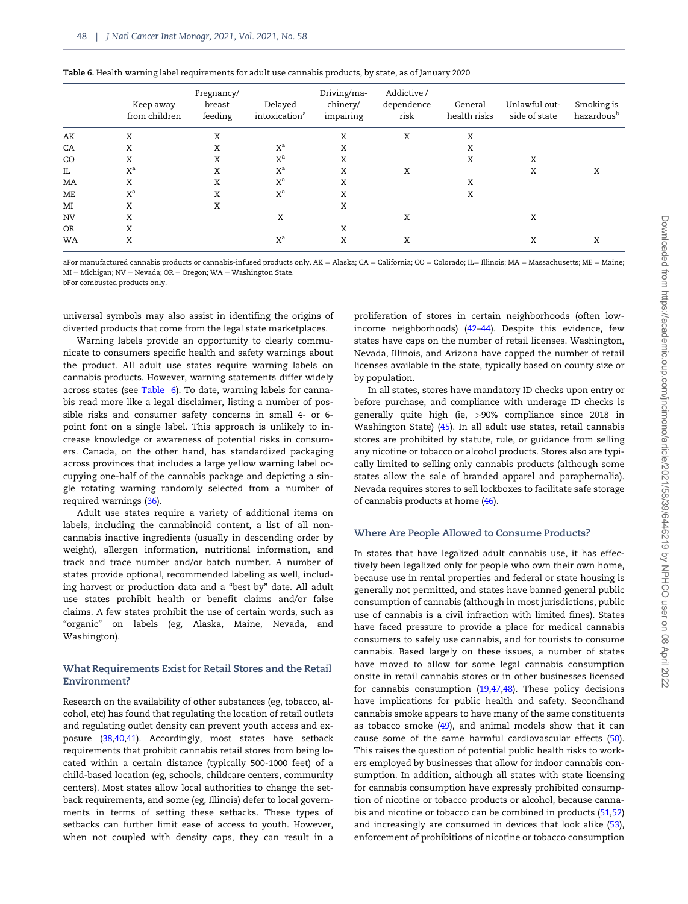Table 6. Health warning label requirements for adult use cannabis products, by state, as of January 2020

| | Keep away from children | Pregnancy/ breast feeding | Delayed intoxication[a] | Driving/machinery/ impairing | Addictive / dependence risk | General health risks | Unlawful outside of state | Smoking is hazardous[b] |
|---|---|---|---|---|---|---|---|---|
| AK | X | X | | X | X | X | | |
| CA | X | X | X[a] | X | | X | | |
| CO | X | X | X[a] | X | | X | X | |
| IL | X[a] | X | X[a] | X | X | | X | X |
| MA | X | X | X[a] | X | | X | | |
| ME | X[a] | X | X[a] | X | | X | | |
| MI | X | X | | X | | | | |
| NV | X | | X | | X | | X | |
| OR | X | | | X | | | | |
| WA | X | | X[a] | X | X | | X | X |

aFor manufactured cannabis products or cannabis-infused products only. AK = Alaska; CA = California; CO = Colorado; IL= Illinois; MA = Massachusetts; ME = Maine; MI = Michigan; NV = Nevada; OR = Oregon; WA = Washington State.
bFor combusted products only.

universal symbols may also assist in identifing the origins of diverted products that come from the legal state marketplaces.

Warning labels provide an opportunity to clearly communicate to consumers specific health and safety warnings about the product. All adult use states require warning labels on cannabis products. However, warning statements differ widely across states (see Table 6). To date, warning labels for cannabis read more like a legal disclaimer, listing a number of possible risks and consumer safety concerns in small 4- or 6-point font on a single label. This approach is unlikely to increase knowledge or awareness of potential risks in consumers. Canada, on the other hand, has standardized packaging across provinces that includes a large yellow warning label occupying one-half of the cannabis package and depicting a single rotating warning randomly selected from a number of required warnings (36).

Adult use states require a variety of additional items on labels, including the cannabinoid content, a list of all noncannabis inactive ingredients (usually in descending order by weight), allergen information, nutritional information, and track and trace number and/or batch number. A number of states provide optional, recommended labeling as well, including harvest or production data and a "best by" date. All adult use states prohibit health or benefit claims and/or false claims. A few states prohibit the use of certain words, such as "organic" on labels (eg, Alaska, Maine, Nevada, and Washington).

## What Requirements Exist for Retail Stores and the Retail Environment?

Research on the availability of other substances (eg, tobacco, alcohol, etc) has found that regulating the location of retail outlets and regulating outlet density can prevent youth access and exposure (38,40,41). Accordingly, most states have setback requirements that prohibit cannabis retail stores from being located within a certain distance (typically 500-1000 feet) of a child-based location (eg, schools, childcare centers, community centers). Most states allow local authorities to change the setback requirements, and some (eg, Illinois) defer to local governments in terms of setting these setbacks. These types of setbacks can further limit ease of access to youth. However, when not coupled with density caps, they can result in a proliferation of stores in certain neighborhoods (often low-income neighborhoods) (42–44). Despite this evidence, few states have caps on the number of retail licenses. Washington, Nevada, Illinois, and Arizona have capped the number of retail licenses available in the state, typically based on county size or by population.

In all states, stores have mandatory ID checks upon entry or before purchase, and compliance with underage ID checks is generally quite high (ie, >90% compliance since 2018 in Washington State) (45). In all adult use states, retail cannabis stores are prohibited by statute, rule, or guidance from selling any nicotine or tobacco or alcohol products. Stores also are typically limited to selling only cannabis products (although some states allow the sale of branded apparel and paraphernalia). Nevada requires stores to sell lockboxes to facilitate safe storage of cannabis products at home (46).

## Where Are People Allowed to Consume Products?

In states that have legalized adult cannabis use, it has effectively been legalized only for people who own their own home, because use in rental properties and federal or state housing is generally not permitted, and states have banned general public consumption of cannabis (although in most jurisdictions, public use of cannabis is a civil infraction with limited fines). States have faced pressure to provide a place for medical cannabis consumers to safely use cannabis, and for tourists to consume cannabis. Based largely on these issues, a number of states have moved to allow for some legal cannabis consumption onsite in retail cannabis stores or in other businesses licensed for cannabis consumption (19,47,48). These policy decisions have implications for public health and safety. Secondhand cannabis smoke appears to have many of the same constituents as tobacco smoke (49), and animal models show that it can cause some of the same harmful cardiovascular effects (50). This raises the question of potential public health risks to workers employed by businesses that allow for indoor cannabis consumption. In addition, although all states with state licensing for cannabis consumption have expressly prohibited consumption of nicotine or tobacco products or alcohol, because cannabis and nicotine or tobacco can be combined in products (51,52) and increasingly are consumed in devices that look alike (53), enforcement of prohibitions of nicotine or tobacco consumption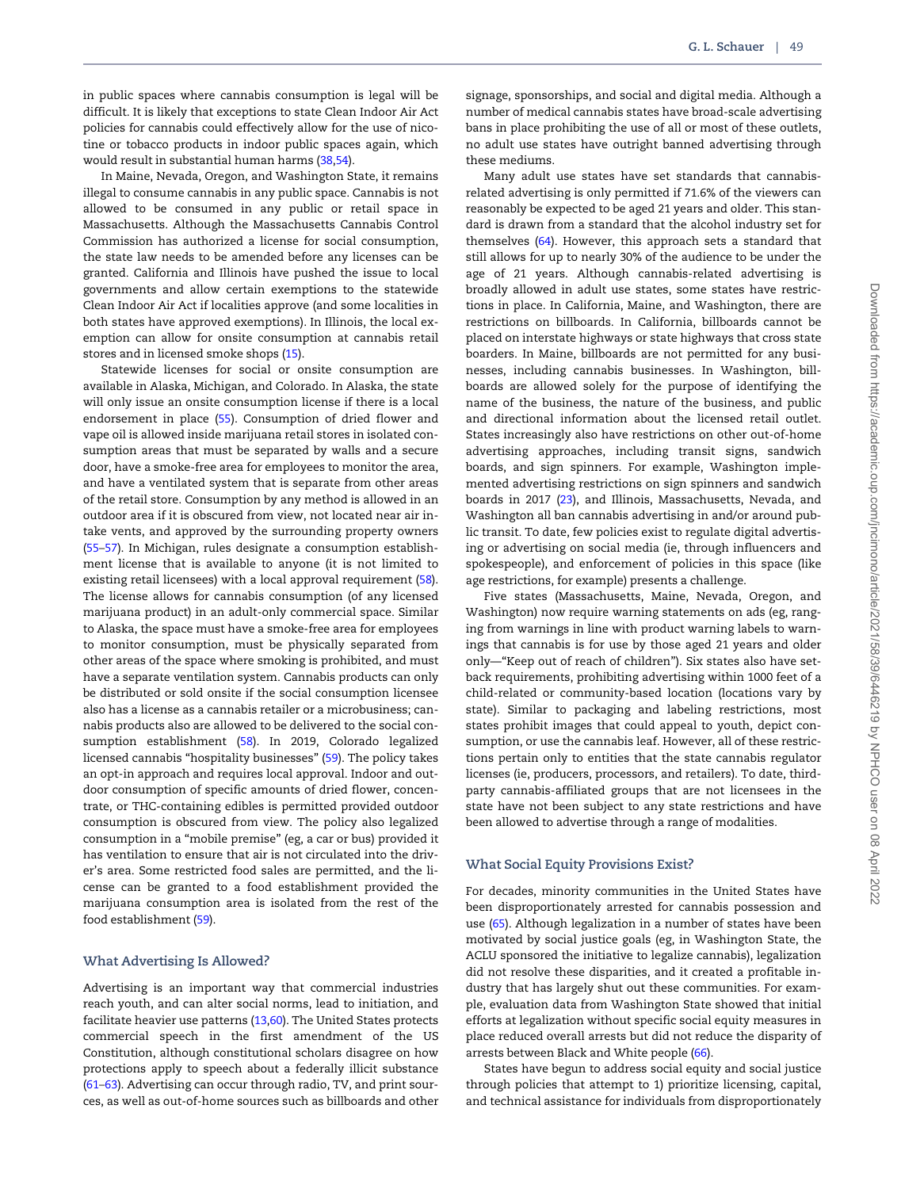in public spaces where cannabis consumption is legal will be difficult. It is likely that exceptions to state Clean Indoor Air Act policies for cannabis could effectively allow for the use of nicotine or tobacco products in indoor public spaces again, which would result in substantial human harms (38,54).

In Maine, Nevada, Oregon, and Washington State, it remains illegal to consume cannabis in any public space. Cannabis is not allowed to be consumed in any public or retail space in Massachusetts. Although the Massachusetts Cannabis Control Commission has authorized a license for social consumption, the state law needs to be amended before any licenses can be granted. California and Illinois have pushed the issue to local governments and allow certain exemptions to the statewide Clean Indoor Air Act if localities approve (and some localities in both states have approved exemptions). In Illinois, the local exemption can allow for onsite consumption at cannabis retail stores and in licensed smoke shops (15).

Statewide licenses for social or onsite consumption are available in Alaska, Michigan, and Colorado. In Alaska, the state will only issue an onsite consumption license if there is a local endorsement in place (55). Consumption of dried flower and vape oil is allowed inside marijuana retail stores in isolated consumption areas that must be separated by walls and a secure door, have a smoke-free area for employees to monitor the area, and have a ventilated system that is separate from other areas of the retail store. Consumption by any method is allowed in an outdoor area if it is obscured from view, not located near air intake vents, and approved by the surrounding property owners (55–57). In Michigan, rules designate a consumption establishment license that is available to anyone (it is not limited to existing retail licensees) with a local approval requirement (58). The license allows for cannabis consumption (of any licensed marijuana product) in an adult-only commercial space. Similar to Alaska, the space must have a smoke-free area for employees to monitor consumption, must be physically separated from other areas of the space where smoking is prohibited, and must have a separate ventilation system. Cannabis products can only be distributed or sold onsite if the social consumption licensee also has a license as a cannabis retailer or a microbusiness; cannabis products also are allowed to be delivered to the social consumption establishment (58). In 2019, Colorado legalized licensed cannabis "hospitality businesses" (59). The policy takes an opt-in approach and requires local approval. Indoor and outdoor consumption of specific amounts of dried flower, concentrate, or THC-containing edibles is permitted provided outdoor consumption is obscured from view. The policy also legalized consumption in a "mobile premise" (eg, a car or bus) provided it has ventilation to ensure that air is not circulated into the driver's area. Some restricted food sales are permitted, and the license can be granted to a food establishment provided the marijuana consumption area is isolated from the rest of the food establishment (59).

## What Advertising Is Allowed?

Advertising is an important way that commercial industries reach youth, and can alter social norms, lead to initiation, and facilitate heavier use patterns (13,60). The United States protects commercial speech in the first amendment of the US Constitution, although constitutional scholars disagree on how protections apply to speech about a federally illicit substance (61–63). Advertising can occur through radio, TV, and print sources, as well as out-of-home sources such as billboards and other signage, sponsorships, and social and digital media. Although a number of medical cannabis states have broad-scale advertising bans in place prohibiting the use of all or most of these outlets, no adult use states have outright banned advertising through these mediums.

Many adult use states have set standards that cannabis-related advertising is only permitted if 71.6% of the viewers can reasonably be expected to be aged 21 years and older. This standard is drawn from a standard that the alcohol industry set for themselves (64). However, this approach sets a standard that still allows for up to nearly 30% of the audience to be under the age of 21 years. Although cannabis-related advertising is broadly allowed in adult use states, some states have restrictions in place. In California, Maine, and Washington, there are restrictions on billboards. In California, billboards cannot be placed on interstate highways or state highways that cross state boarders. In Maine, billboards are not permitted for any businesses, including cannabis businesses. In Washington, billboards are allowed solely for the purpose of identifying the name of the business, the nature of the business, and public and directional information about the licensed retail outlet. States increasingly also have restrictions on other out-of-home advertising approaches, including transit signs, sandwich boards, and sign spinners. For example, Washington implemented advertising restrictions on sign spinners and sandwich boards in 2017 (23), and Illinois, Massachusetts, Nevada, and Washington all ban cannabis advertising in and/or around public transit. To date, few policies exist to regulate digital advertising or advertising on social media (ie, through influencers and spokespeople), and enforcement of policies in this space (like age restrictions, for example) presents a challenge.

Five states (Massachusetts, Maine, Nevada, Oregon, and Washington) now require warning statements on ads (eg, ranging from warnings in line with product warning labels to warnings that cannabis is for use by those aged 21 years and older only—"Keep out of reach of children"). Six states also have setback requirements, prohibiting advertising within 1000 feet of a child-related or community-based location (locations vary by state). Similar to packaging and labeling restrictions, most states prohibit images that could appeal to youth, depict consumption, or use the cannabis leaf. However, all of these restrictions pertain only to entities that the state cannabis regulator licenses (ie, producers, processors, and retailers). To date, third-party cannabis-affiliated groups that are not licensees in the state have not been subject to any state restrictions and have been allowed to advertise through a range of modalities.

## What Social Equity Provisions Exist?

For decades, minority communities in the United States have been disproportionately arrested for cannabis possession and use (65). Although legalization in a number of states have been motivated by social justice goals (eg, in Washington State, the ACLU sponsored the initiative to legalize cannabis), legalization did not resolve these disparities, and it created a profitable industry that has largely shut out these communities. For example, evaluation data from Washington State showed that initial efforts at legalization without specific social equity measures in place reduced overall arrests but did not reduce the disparity of arrests between Black and White people (66).

States have begun to address social equity and social justice through policies that attempt to 1) prioritize licensing, capital, and technical assistance for individuals from disproportionately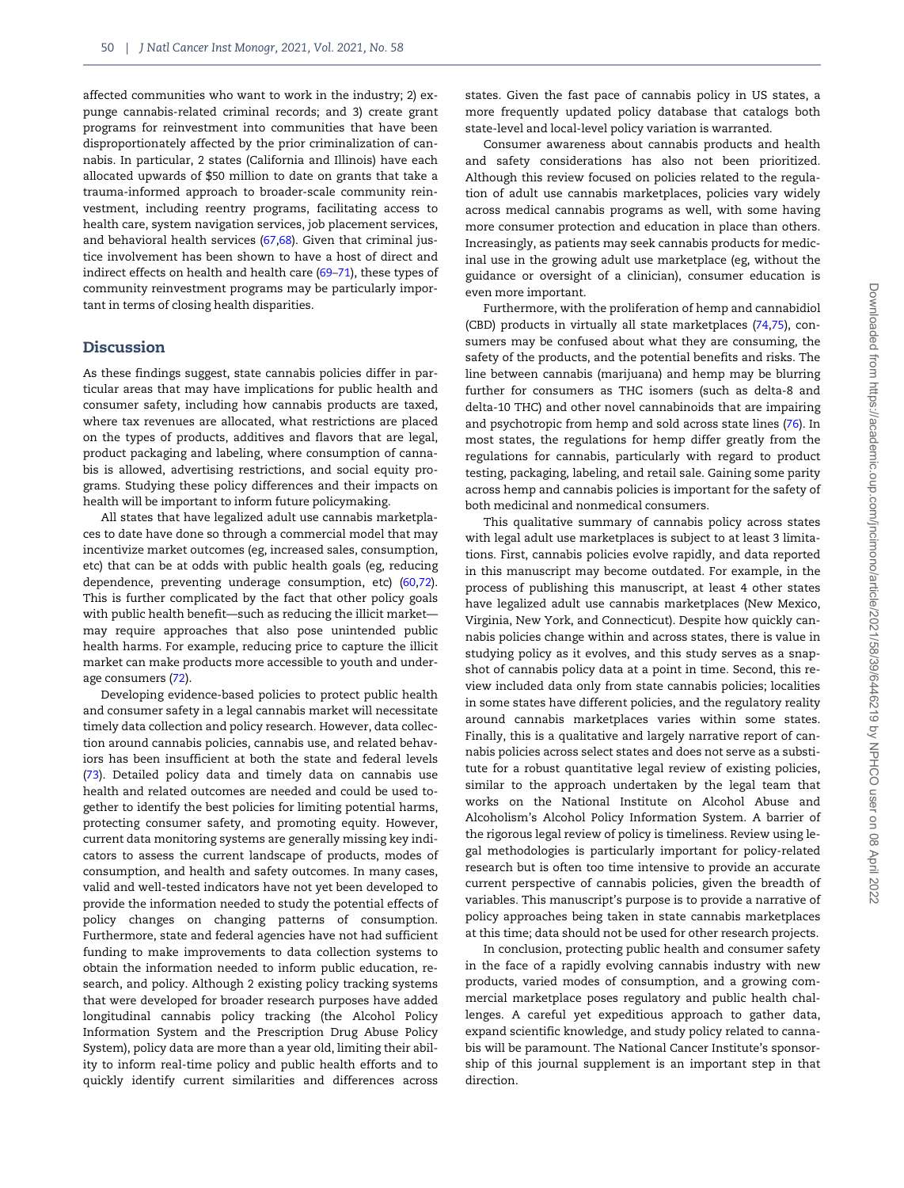affected communities who want to work in the industry; 2) expunge cannabis-related criminal records; and 3) create grant programs for reinvestment into communities that have been disproportionately affected by the prior criminalization of cannabis. In particular, 2 states (California and Illinois) have each allocated upwards of $50 million to date on grants that take a trauma-informed approach to broader-scale community reinvestment, including reentry programs, facilitating access to health care, system navigation services, job placement services, and behavioral health services (67,68). Given that criminal justice involvement has been shown to have a host of direct and indirect effects on health and health care (69–71), these types of community reinvestment programs may be particularly important in terms of closing health disparities.

## Discussion

As these findings suggest, state cannabis policies differ in particular areas that may have implications for public health and consumer safety, including how cannabis products are taxed, where tax revenues are allocated, what restrictions are placed on the types of products, additives and flavors that are legal, product packaging and labeling, where consumption of cannabis is allowed, advertising restrictions, and social equity programs. Studying these policy differences and their impacts on health will be important to inform future policymaking.

All states that have legalized adult use cannabis marketplaces to date have done so through a commercial model that may incentivize market outcomes (eg, increased sales, consumption, etc) that can be at odds with public health goals (eg, reducing dependence, preventing underage consumption, etc) (60,72). This is further complicated by the fact that other policy goals with public health benefit—such as reducing the illicit market—may require approaches that also pose unintended public health harms. For example, reducing price to capture the illicit market can make products more accessible to youth and underage consumers (72).

Developing evidence-based policies to protect public health and consumer safety in a legal cannabis market will necessitate timely data collection and policy research. However, data collection around cannabis policies, cannabis use, and related behaviors has been insufficient at both the state and federal levels (73). Detailed policy data and timely data on cannabis use health and related outcomes are needed and could be used together to identify the best policies for limiting potential harms, protecting consumer safety, and promoting equity. However, current data monitoring systems are generally missing key indicators to assess the current landscape of products, modes of consumption, and health and safety outcomes. In many cases, valid and well-tested indicators have not yet been developed to provide the information needed to study the potential effects of policy changes on changing patterns of consumption. Furthermore, state and federal agencies have not had sufficient funding to make improvements to data collection systems to obtain the information needed to inform public education, research, and policy. Although 2 existing policy tracking systems that were developed for broader research purposes have added longitudinal cannabis policy tracking (the Alcohol Policy Information System and the Prescription Drug Abuse Policy System), policy data are more than a year old, limiting their ability to inform real-time policy and public health efforts and to quickly identify current similarities and differences across states. Given the fast pace of cannabis policy in US states, a more frequently updated policy database that catalogs both state-level and local-level policy variation is warranted.

Consumer awareness about cannabis products and health and safety considerations has also not been prioritized. Although this review focused on policies related to the regulation of adult use cannabis marketplaces, policies vary widely across medical cannabis programs as well, with some having more consumer protection and education in place than others. Increasingly, as patients may seek cannabis products for medicinal use in the growing adult use marketplace (eg, without the guidance or oversight of a clinician), consumer education is even more important.

Furthermore, with the proliferation of hemp and cannabidiol (CBD) products in virtually all state marketplaces (74,75), consumers may be confused about what they are consuming, the safety of the products, and the potential benefits and risks. The line between cannabis (marijuana) and hemp may be blurring further for consumers as THC isomers (such as delta-8 and delta-10 THC) and other novel cannabinoids that are impairing and psychotropic from hemp and sold across state lines (76). In most states, the regulations for hemp differ greatly from the regulations for cannabis, particularly with regard to product testing, packaging, labeling, and retail sale. Gaining some parity across hemp and cannabis policies is important for the safety of both medicinal and nonmedical consumers.

This qualitative summary of cannabis policy across states with legal adult use marketplaces is subject to at least 3 limitations. First, cannabis policies evolve rapidly, and data reported in this manuscript may become outdated. For example, in the process of publishing this manuscript, at least 4 other states have legalized adult use cannabis marketplaces (New Mexico, Virginia, New York, and Connecticut). Despite how quickly cannabis policies change within and across states, there is value in studying policy as it evolves, and this study serves as a snapshot of cannabis policy data at a point in time. Second, this review included data only from state cannabis policies; localities in some states have different policies, and the regulatory reality around cannabis marketplaces varies within some states. Finally, this is a qualitative and largely narrative report of cannabis policies across select states and does not serve as a substitute for a robust quantitative legal review of existing policies, similar to the approach undertaken by the legal team that works on the National Institute on Alcohol Abuse and Alcoholism's Alcohol Policy Information System. A barrier of the rigorous legal review of policy is timeliness. Review using legal methodologies is particularly important for policy-related research but is often too time intensive to provide an accurate current perspective of cannabis policies, given the breadth of variables. This manuscript's purpose is to provide a narrative of policy approaches being taken in state cannabis marketplaces at this time; data should not be used for other research projects.

In conclusion, protecting public health and consumer safety in the face of a rapidly evolving cannabis industry with new products, varied modes of consumption, and a growing commercial marketplace poses regulatory and public health challenges. A careful yet expeditious approach to gather data, expand scientific knowledge, and study policy related to cannabis will be paramount. The National Cancer Institute's sponsorship of this journal supplement is an important step in that direction.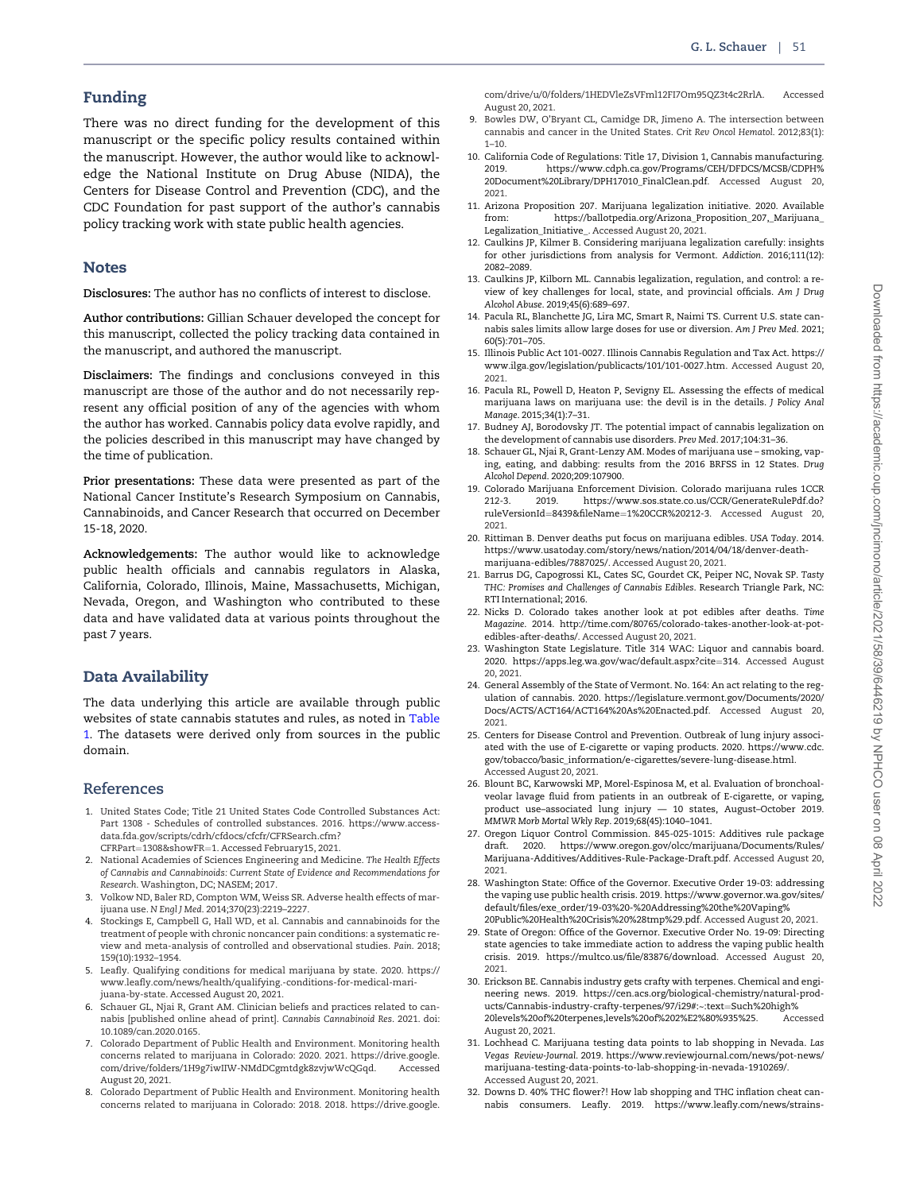## Funding

There was no direct funding for the development of this manuscript or the specific policy results contained within the manuscript. However, the author would like to acknowledge the National Institute on Drug Abuse (NIDA), the Centers for Disease Control and Prevention (CDC), and the CDC Foundation for past support of the author's cannabis policy tracking work with state public health agencies.

## Notes

**Disclosures:** The author has no conflicts of interest to disclose.

**Author contributions:** Gillian Schauer developed the concept for this manuscript, collected the policy tracking data contained in the manuscript, and authored the manuscript.

**Disclaimers:** The findings and conclusions conveyed in this manuscript are those of the author and do not necessarily represent any official position of any of the agencies with whom the author has worked. Cannabis policy data evolve rapidly, and the policies described in this manuscript may have changed by the time of publication.

**Prior presentations:** These data were presented as part of the National Cancer Institute's Research Symposium on Cannabis, Cannabinoids, and Cancer Research that occurred on December 15-18, 2020.

**Acknowledgements:** The author would like to acknowledge public health officials and cannabis regulators in Alaska, California, Colorado, Illinois, Maine, Massachusetts, Michigan, Nevada, Oregon, and Washington who contributed to these data and have validated data at various points throughout the past 7 years.

## Data Availability

The data underlying this article are available through public websites of state cannabis statutes and rules, as noted in Table 1. The datasets were derived only from sources in the public domain.

## References

1. United States Code; Title 21 United States Code Controlled Substances Act: Part 1308 - Schedules of controlled substances. 2016. https://www.accessdata.fda.gov/scripts/cdrh/cfdocs/cfcfr/CFRSearch.cfm?CFRPart=1308&showFR=1. Accessed February15, 2021.
2. National Academies of Sciences Engineering and Medicine. *The Health Effects of Cannabis and Cannabinoids: Current State of Evidence and Recommendations for Research*. Washington, DC; NASEM; 2017.
3. Volkow ND, Baler RD, Compton WM, Weiss SR. Adverse health effects of marijuana use. *N Engl J Med*. 2014;370(23):2219–2227.
4. Stockings E, Campbell G, Hall WD, et al. Cannabis and cannabinoids for the treatment of people with chronic noncancer pain conditions: a systematic review and meta-analysis of controlled and observational studies. *Pain*. 2018;159(10):1932–1954.
5. Leafly. Qualifying conditions for medical marijuana by state. 2020. https://www.leafly.com/news/health/qualifying.-conditions-for-medical-marijuana-by-state. Accessed August 20, 2021.
6. Schauer GL, Njai R, Grant AM. Clinician beliefs and practices related to cannabis [published online ahead of print]. *Cannabis Cannabinoid Res*. 2021. doi: 10.1089/can.2020.0165.
7. Colorado Department of Public Health and Environment. Monitoring health concerns related to marijuana in Colorado: 2020. 2021. https://drive.google.com/drive/folders/1H9g7iwIIW-NMdDCgmtdgk8zvjwWcQGqd. Accessed August 20, 2021.
8. Colorado Department of Public Health and Environment. Monitoring health concerns related to marijuana in Colorado: 2018. 2018. https://drive.google.com/drive/u/0/folders/1HEDVleZsVFml12FI7Om95QZ3t4c2RrlA. Accessed August 20, 2021.
9. Bowles DW, O'Bryant CL, Camidge DR, Jimeno A. The intersection between cannabis and cancer in the United States. *Crit Rev Oncol Hematol*. 2012;83(1):1–10.
10. California Code of Regulations: Title 17, Division 1, Cannabis manufacturing. 2019. https://www.cdph.ca.gov/Programs/CEH/DFDCS/MCSB/CDPH%20Document%20Library/DPH17010_FinalClean.pdf. Accessed August 20, 2021.
11. Arizona Proposition 207. Marijuana legalization initiative. 2020. Available from: https://ballotpedia.org/Arizona_Proposition_207,_Marijuana_Legalization_Initiative_. Accessed August 20, 2021.
12. Caulkins JP, Kilmer B. Considering marijuana legalization carefully: insights for other jurisdictions from analysis for Vermont. *Addiction*. 2016;111(12):2082–2089.
13. Caulkins JP, Kilborn ML. Cannabis legalization, regulation, and control: a review of key challenges for local, state, and provincial officials. *Am J Drug Alcohol Abuse*. 2019;45(6):689–697.
14. Pacula RL, Blanchette JG, Lira MC, Smart R, Naimi TS. Current U.S. state cannabis sales limits allow large doses for use or diversion. *Am J Prev Med*. 2021;60(5):701–705.
15. Illinois Public Act 101-0027. Illinois Cannabis Regulation and Tax Act. https://www.ilga.gov/legislation/publicacts/101/101-0027.htm. Accessed August 20, 2021.
16. Pacula RL, Powell D, Heaton P, Sevigny EL. Assessing the effects of medical marijuana laws on marijuana use: the devil is in the details. *J Policy Anal Manage*. 2015;34(1):7–31.
17. Budney AJ, Borodovsky JT. The potential impact of cannabis legalization on the development of cannabis use disorders. *Prev Med*. 2017;104:31–36.
18. Schauer GL, Njai R, Grant-Lenzy AM. Modes of marijuana use – smoking, vaping, eating, and dabbing: results from the 2016 BRFSS in 12 States. *Drug Alcohol Depend*. 2020;209:107900.
19. Colorado Marijuana Enforcement Division. Colorado marijuana rules 1CCR 212-3. 2019. https://www.sos.state.co.us/CCR/GenerateRulePdf.do?ruleVersionId=8439&fileName=1%20CCR%20212-3. Accessed August 20, 2021.
20. Rittiman B. Denver deaths put focus on marijuana edibles. *USA Today*. 2014. https://www.usatoday.com/story/news/nation/2014/04/18/denver-death-marijuana-edibles/7887025/. Accessed August 20, 2021.
21. Barrus DG, Capogrossi KL, Cates SC, Gourdet CK, Peiper NC, Novak SP. *Tasty THC: Promises and Challenges of Cannabis Edibles*. Research Triangle Park, NC: RTI International; 2016.
22. Nicks D. Colorado takes another look at pot edibles after deaths. *Time Magazine*. 2014. http://time.com/80765/colorado-takes-another-look-at-pot-edibles-after-deaths/. Accessed August 20, 2021.
23. Washington State Legislature. Title 314 WAC: Liquor and cannabis board. 2020. https://apps.leg.wa.gov/wac/default.aspx?cite=314. Accessed August 20, 2021.
24. General Assembly of the State of Vermont. No. 164: An act relating to the regulation of cannabis. 2020. https://legislature.vermont.gov/Documents/2020/Docs/ACTS/ACT164/ACT164%20As%20Enacted.pdf. Accessed August 20, 2021.
25. Centers for Disease Control and Prevention. Outbreak of lung injury associated with the use of E-cigarette or vaping products. 2020. https://www.cdc.gov/tobacco/basic_information/e-cigarettes/severe-lung-disease.html. Accessed August 20, 2021.
26. Blount BC, Karwowski MP, Morel-Espinosa M, et al. Evaluation of bronchoalveolar lavage fluid from patients in an outbreak of E-cigarette, or vaping, product use–associated lung injury — 10 states, August–October 2019. *MMWR Morb Mortal Wkly Rep*. 2019;68(45):1040–1041.
27. Oregon Liquor Control Commission. 845-025-1015: Additives rule package draft. 2020. https://www.oregon.gov/olcc/marijuana/Documents/Rules/Marijuana-Additives/Additives-Rule-Package-Draft.pdf. Accessed August 20, 2021.
28. Washington State: Office of the Governor. Executive Order 19-03: addressing the vaping use public health crisis. 2019. https://www.governor.wa.gov/sites/default/files/exe_order/19-03%20-%20Addressing%20the%20Vaping%20Public%20Health%20Crisis%20%28tmp%29.pdf. Accessed August 20, 2021.
29. State of Oregon: Office of the Governor. Executive Order No. 19-09: Directing state agencies to take immediate action to address the vaping public health crisis. 2019. https://multco.us/file/83876/download. Accessed August 20, 2021.
30. Erickson BE. Cannabis industry gets crafty with terpenes. Chemical and engineering news. 2019. https://cen.acs.org/biological-chemistry/natural-products/Cannabis-industry-crafty-terpenes/97/i29#:~:text=Such%20high%20levels%20of%20terpenes,levels%20of%202%E2%80%935%25. Accessed August 20, 2021.
31. Lochhead C. Marijuana testing data points to lab shopping in Nevada. *Las Vegas Review-Journal*. 2019. https://www.reviewjournal.com/news/pot-news/marijuana-testing-data-points-to-lab-shopping-in-nevada-1910269/. Accessed August 20, 2021.
32. Downs D. 40% THC flower?! How lab shopping and THC inflation cheat cannabis consumers. Leafly. 2019. https://www.leafly.com/news/strains-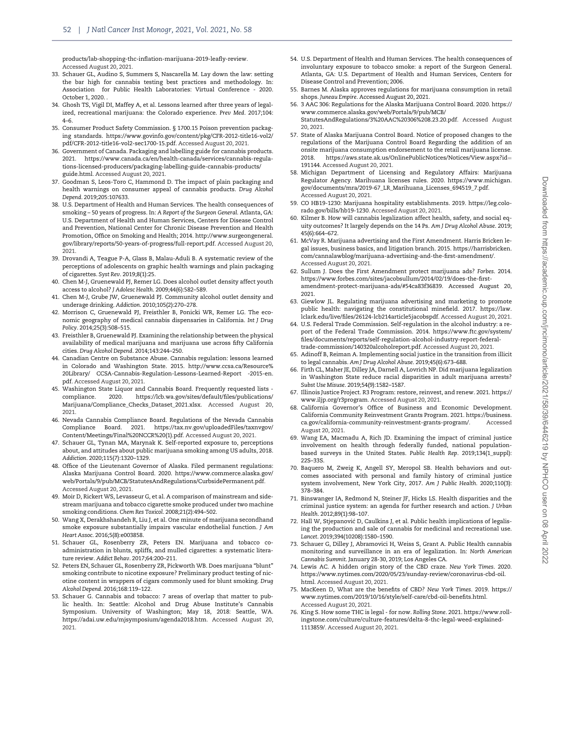products/lab-shopping-thc-inflation-marijuana-2019-leafly-review. Accessed August 20, 2021.

33. Schauer GL, Audino S, Summers S, Nascarella M. Lay down the law: setting the bar high for cannabis testing best practices and methodology. In: Association for Public Health Laboratories: Virtual Conference - 2020. October 1, 2020. .
34. Ghosh TS, Vigil DI, Maffey A, et al. Lessons learned after three years of legalized, recreational marijuana: the Colorado experience. *Prev Med*. 2017;104:4–6.
35. Consumer Product Safety Commission. § 1700.15 Poison prevention packaging standards. https://www.govinfo.gov/content/pkg/CFR-2012-title16-vol2/pdf/CFR-2012-title16-vol2-sec1700-15.pdf. Accessed August 20, 2021.
36. Government of Canada. Packaging and labelling guide for cannabis products. 2021. https://www.canada.ca/en/health-canada/services/cannabis-regulations-licensed-producers/packaging-labelling-guide-cannabis-products/guide.html. Accessed August 20, 2021.
37. Goodman S, Leos-Toro C, Hammond D. The impact of plain packaging and health warnings on consumer appeal of cannabis products. *Drug Alcohol Depend*. 2019;205:107633.
38. U.S. Department of Health and Human Services. The health consequences of smoking – 50 years of progress. In: *A Report of the Surgeon General*. Atlanta, GA: U.S. Department of Health and Human Services, Centers for Disease Control and Prevention, National Center for Chronic Disease Prevention and Health Promotion, Office on Smoking and Health; 2014. http://www.surgeongeneral.gov/library/reports/50-years-of-progress/full-report.pdf. Accessed August 20, 2021.
39. Drovandi A, Teague P-A, Glass B, Malau-Aduli B. A systematic review of the perceptions of adolescents on graphic health warnings and plain packaging of cigarettes. *Syst Rev*. 2019;8(1):25.
40. Chen M-J, Gruenewald PJ, Remer LG. Does alcohol outlet density affect youth access to alcohol? *J Adolesc Health*. 2009;44(6):582–589.
41. Chen M-J, Grube JW, Gruenewald PJ. Community alcohol outlet density and underage drinking. *Addiction*. 2010;105(2):270–278.
42. Morrison C, Gruenewald PJ, Freisthler B, Ponicki WR, Remer LG. The economic geography of medical cannabis dispensaries in California. *Int J Drug Policy*. 2014;25(3):508–515.
43. Freisthler B, Gruenewald PJ. Examining the relationship between the physical availability of medical marijuana and marijuana use across fifty California cities. *Drug Alcohol Depend*. 2014;143:244–250.
44. Canadian Centre on Substance Abuse. Cannabis regulation: lessons learned in Colorado and Washington State. 2015. http://www.ccsa.ca/Resource%20Library/ CCSA-Cannabis-Regulation-Lessons-Learned-Report -2015-en.pdf. Accessed August 20, 2021.
45. Washington State Liquor and Cannabis Board. Frequently requested lists - compliance. 2020. https://lcb.wa.gov/sites/default/files/publications/Marijuana/Compliance_Checks_Dataset_2021.xlsx. Accessed August 20, 2021.
46. Nevada Cannabis Compliance Board. Regulations of the Nevada Cannabis Compliance Board. 2021. https://tax.nv.gov/uploadedFiles/taxnvgov/Content/Meetings/Final%20NCCR%20(1).pdf. Accessed August 20, 2021.
47. Schauer GL, Tynan MA, Marynak K. Self-reported exposure to, perceptions about, and attitudes about public marijuana smoking among US adults, 2018. *Addiction*. 2020;115(7):1320–1329.
48. Office of the Lieutenant Governor of Alaska. Filed permanent regulations: Alaska Marijuana Control Board. 2020. https://www.commerce.alaska.gov/web/Portals/9/pub/MCB/StatutesAndRegulations/CurbsidePermanent.pdf. Accessed August 20, 2021.
49. Moir D, Rickert WS, Levasseur G, et al. A comparison of mainstream and sidestream marijuana and tobacco cigarette smoke produced under two machine smoking conditions. *Chem Res Toxicol*. 2008;21(2):494–502.
50. Wang X, Derakhshandeh R, Liu J, et al. One minute of marijuana secondhand smoke exposure substantially impairs vascular endothelial function. *J Am Heart Assoc*. 2016;5(8):e003858.
51. Schauer GL, Rosenberry ZR, Peters EN. Marijuana and tobacco co-administration in blunts, spliffs, and mulled cigarettes: a systematic literature review. *Addict Behav*. 2017;64:200–211.
52. Peters EN, Schauer GL, Rosenberry ZR, Pickworth WB. Does marijuana "blunt" smoking contribute to nicotine exposure? Preliminary product testing of nicotine content in wrappers of cigars commonly used for blunt smoking. *Drug Alcohol Depend*. 2016;168:119–122.
53. Schauer G. Cannabis and tobacco: 7 areas of overlap that matter to public health. In: Seattle: Alcohol and Drug Abuse Institute's Cannabis Symposium. University of Washington; May 18, 2018: Seattle, WA. https://adai.uw.edu/mjsymposium/agenda2018.htm. Accessed August 20, 2021.
54. U.S. Department of Health and Human Services. The health consequences of involuntary exposure to tobacco smoke: a report of the Surgeon General. Atlanta, GA: U.S. Department of Health and Human Services, Centers for Disease Control and Prevention; 2006.
55. Barnes M. Alaska approves regulations for marijuana consumption in retail shops. *Juneau Empire*. Accessed August 20, 2021.
56. 3 AAC 306: Regulations for the Alaska Marijuana Control Board. 2020. https://www.commerce.alaska.gov/web/Portals/9/pub/MCB/StatutesAndRegulations/3%20AAC%20306%208.23.20.pdf. Accessed August 20, 2021.
57. State of Alaska Marijuana Control Board. Notice of proposed changes to the regulations of the Marijuana Control Board Regarding the addition of an onsite marijuana consumption endorsement to the retail marijuana license. 2018. https://aws.state.ak.us/OnlinePublicNotices/Notices/View.aspx?id=191144. Accessed August 20, 2021.
58. Michigan Department of Licensing and Regulatory Affairs: Marijuana Regulator Agency. Marihuana licenses rules. 2020. https://www.michigan.gov/documents/mra/2019-67_LR_Marihuana_Licenses_694519_7.pdf. Accessed August 20, 2021.
59. CO HB19-1230: Marijuana hospitality establishments. 2019. https://leg.colorado.gov/bills/hb19-1230. Accessed August 20, 2021.
60. Kilmer B. How will cannabis legalization affect health, safety, and social equity outcomes? It largely depends on the 14 Ps. *Am J Drug Alcohol Abuse*. 2019;45(6):664–672.
61. McVay R. Marijuana advertising and the First Amendment. Harris Bricken legal issues, business basics, and litigation branch. 2015. https://harrisbricken.com/cannalawblog/marijuana-advertising-and-the-first-amendment/. Accessed August 20, 2021.
62. Sullum J. Does the First Amendment protect marijuana ads? *Forbes*. 2014. https://www.forbes.com/sites/jacobsullum/2014/02/19/does-the-first-amendment-protect-marijuana-ads/#54ca83f36839. Accessed August 20, 2021.
63. Giewlow JL. Regulating marijuana advertising and marketing to promote public health: navigating the constitutional minefield. 2017. https://law.lclark.edu/live/files/26124-lcb214article5jacobspdf. Accessed August 20, 2021.
64. U.S. Federal Trade Commission. Self-regulation in the alcohol industry: a report of the Federal Trade Commission. 2014. https://www.ftc.gov/system/files/documents/reports/self-regulation-alcohol-industry-report-federal-trade-commission/140320alcoholreport.pdf. Accessed August 20, 2021.
65. Adinoff B, Reiman A. Implementing social justice in the transition from illicit to legal cannabis. *Am J Drug Alcohol Abuse*. 2019;45(6):673–688.
66. Firth CL, Maher JE, Dilley JA, Darnell A, Lovrich NP. Did marijuana legalization in Washington State reduce racial disparities in adult marijuana arrests? *Subst Use Misuse*. 2019;54(9):1582–1587.
67. Illinois Justice Project. R3 Program: restore, reinvest, and renew. 2021. https://www.iljp.org/r3program. Accessed August 20, 2021.
68. California Governor's Office of Business and Economic Development. California Community Reinvestment Grants Program. 2021. https://business.ca.gov/california-community-reinvestment-grants-program/. Accessed August 20, 2021.
69. Wang EA, Macmadu A, Rich JD. Examining the impact of criminal justice involvement on health through federally funded, national population-based surveys in the United States. *Public Health Rep*. 2019;134(1_suppl):22S–33S.
70. Baquero M, Zweig K, Angell SY, Meropol SB. Health behaviors and outcomes associated with personal and family history of criminal justice system involvement, New York City, 2017. *Am J Public Health*. 2020;110(3):378–384.
71. Binswanger IA, Redmond N, Steiner JF, Hicks LS. Health disparities and the criminal justice system: an agenda for further research and action. *J Urban Health*. 2012;89(1):98–107.
72. Hall W, Stjepanović D, Caulkins J, et al. Public health implications of legalising the production and sale of cannabis for medicinal and recreational use. *Lancet*. 2019;394(10208):1580–1590.
73. Schauer G, Dilley J, Abramovici H, Weiss S, Grant A. Public Health cannabis monitoring and surveillance in an era of legalization. In: *North American Cannabis Summit*. January 28-30, 2019; Los Angeles CA.
74. Lewis AC. A hidden origin story of the CBD craze. *New York Times*. 2020. https://www.nytimes.com/2020/05/23/sunday-review/coronavirus-cbd-oil.html. Accessed August 20, 2021.
75. MacKeen D, What are the benefits of CBD? *New York Times*. 2019. https://www.nytimes.com/2019/10/16/style/self-care/cbd-oil-benefits.html. Accessed August 20, 2021.
76. King S. How some THC is legal - for now. *Rolling Stone*. 2021. https://www.rollingstone.com/culture/culture-features/delta-8-thc-legal-weed-explained-1113859/. Accessed August 20, 2021.